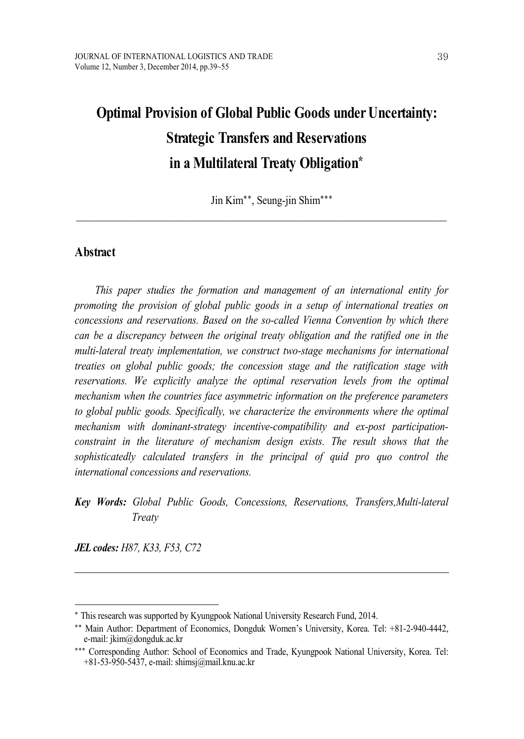# Optimal Provision of Global Public Goods under Uncertainty: Strategic Transfers and Reservations in a Multilateral Treaty Obligation[*]

Jin Kim[**], Seung-jin Shim[***]

---

## Abstract

*This paper studies the formation and management of an international entity for promoting the provision of global public goods in a setup of international treaties on concessions and reservations. Based on the so-called Vienna Convention by which there can be a discrepancy between the original treaty obligation and the ratified one in the multi-lateral treaty implementation, we construct two-stage mechanisms for international treaties on global public goods; the concession stage and the ratification stage with reservations. We explicitly analyze the optimal reservation levels from the optimal mechanism when the countries face asymmetric information on the preference parameters to global public goods. Specifically, we characterize the environments where the optimal mechanism with dominant-strategy incentive-compatibility and ex-post participation-constraint in the literature of mechanism design exists. The result shows that the sophisticatedly calculated transfers in the principal of quid pro quo control the international concessions and reservations.*

***Key Words:*** *Global Public Goods, Concessions, Reservations, Transfers,Multi-lateral Treaty*

***JEL codes:*** *H87, K33, F53, C72*

---

[*] This research was supported by Kyungpook National University Research Fund, 2014.

[**] Main Author: Department of Economics, Dongduk Women's University, Korea. Tel: +81-2-940-4442, e-mail: jkim@dongduk.ac.kr

[***] Corresponding Author: School of Economics and Trade, Kyungpook National University, Korea. Tel: +81-53-950-5437, e-mail: shimsj@mail.knu.ac.kr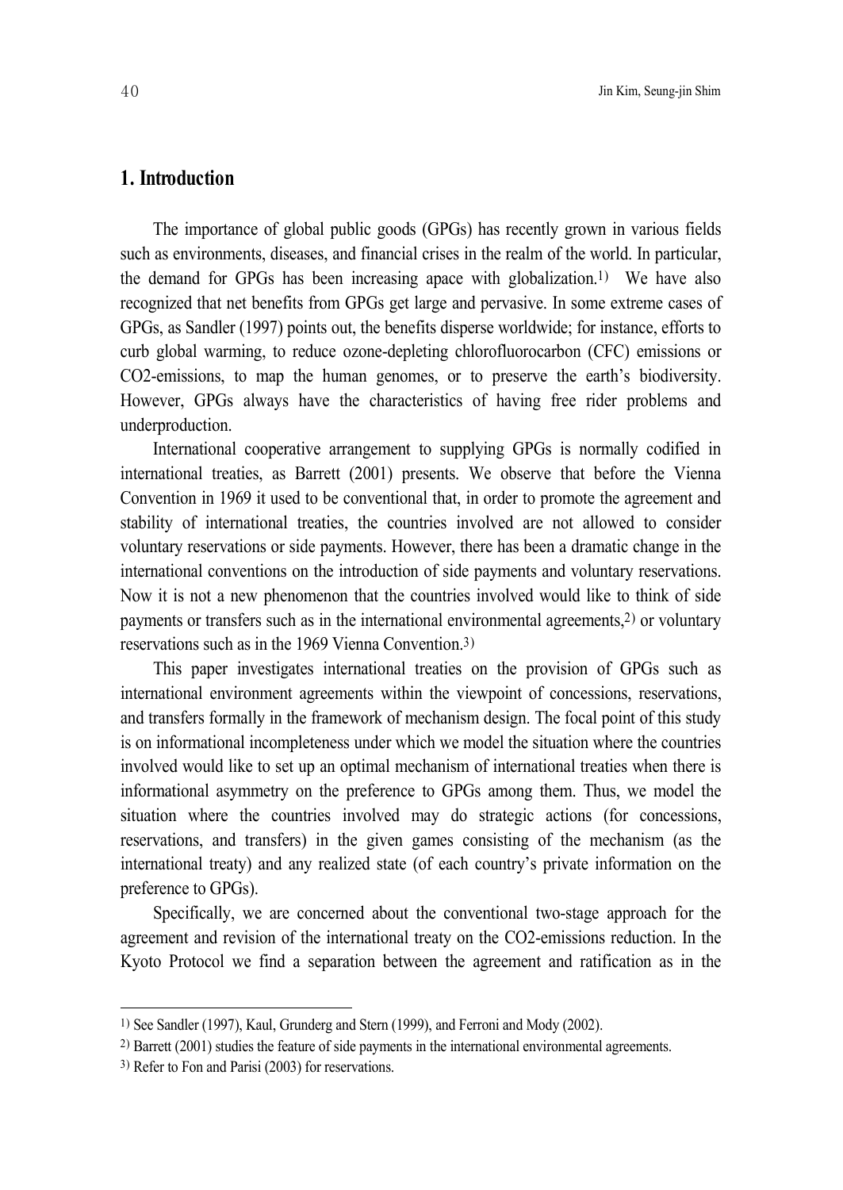## 1. Introduction

The importance of global public goods (GPGs) has recently grown in various fields such as environments, diseases, and financial crises in the realm of the world. In particular, the demand for GPGs has been increasing apace with globalization.[1] We have also recognized that net benefits from GPGs get large and pervasive. In some extreme cases of GPGs, as Sandler (1997) points out, the benefits disperse worldwide; for instance, efforts to curb global warming, to reduce ozone-depleting chlorofluorocarbon (CFC) emissions or $CO_2$-emissions, to map the human genomes, or to preserve the earth's biodiversity. However, GPGs always have the characteristics of having free rider problems and underproduction.

International cooperative arrangement to supplying GPGs is normally codified in international treaties, as Barrett (2001) presents. We observe that before the Vienna Convention in 1969 it used to be conventional that, in order to promote the agreement and stability of international treaties, the countries involved are not allowed to consider voluntary reservations or side payments. However, there has been a dramatic change in the international conventions on the introduction of side payments and voluntary reservations. Now it is not a new phenomenon that the countries involved would like to think of side payments or transfers such as in the international environmental agreements,[2] or voluntary reservations such as in the 1969 Vienna Convention.[3]

This paper investigates international treaties on the provision of GPGs such as international environment agreements within the viewpoint of concessions, reservations, and transfers formally in the framework of mechanism design. The focal point of this study is on informational incompleteness under which we model the situation where the countries involved would like to set up an optimal mechanism of international treaties when there is informational asymmetry on the preference to GPGs among them. Thus, we model the situation where the countries involved may do strategic actions (for concessions, reservations, and transfers) in the given games consisting of the mechanism (as the international treaty) and any realized state (of each country's private information on the preference to GPGs).

Specifically, we are concerned about the conventional two-stage approach for the agreement and revision of the international treaty on the $CO_2$-emissions reduction. In the Kyoto Protocol we find a separation between the agreement and ratification as in the

---

[1] See Sandler (1997), Kaul, Grunderg and Stern (1999), and Ferroni and Mody (2002).

[2] Barrett (2001) studies the feature of side payments in the international environmental agreements.

[3] Refer to Fon and Parisi (2003) for reservations.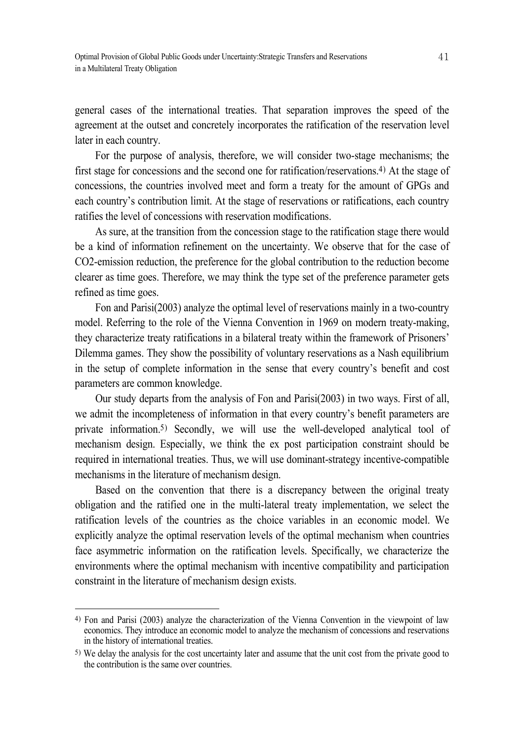general cases of the international treaties. That separation improves the speed of the agreement at the outset and concretely incorporates the ratification of the reservation level later in each country.

For the purpose of analysis, therefore, we will consider two-stage mechanisms; the first stage for concessions and the second one for ratification/reservations.[4] At the stage of concessions, the countries involved meet and form a treaty for the amount of GPGs and each country's contribution limit. At the stage of reservations or ratifications, each country ratifies the level of concessions with reservation modifications.

As sure, at the transition from the concession stage to the ratification stage there would be a kind of information refinement on the uncertainty. We observe that for the case of $CO_2$-emission reduction, the preference for the global contribution to the reduction become clearer as time goes. Therefore, we may think the type set of the preference parameter gets refined as time goes.

Fon and Parisi(2003) analyze the optimal level of reservations mainly in a two-country model. Referring to the role of the Vienna Convention in 1969 on modern treaty-making, they characterize treaty ratifications in a bilateral treaty within the framework of Prisoners' Dilemma games. They show the possibility of voluntary reservations as a Nash equilibrium in the setup of complete information in the sense that every country's benefit and cost parameters are common knowledge.

Our study departs from the analysis of Fon and Parisi(2003) in two ways. First of all, we admit the incompleteness of information in that every country's benefit parameters are private information.[5] Secondly, we will use the well-developed analytical tool of mechanism design. Especially, we think the ex post participation constraint should be required in international treaties. Thus, we will use dominant-strategy incentive-compatible mechanisms in the literature of mechanism design.

Based on the convention that there is a discrepancy between the original treaty obligation and the ratified one in the multi-lateral treaty implementation, we select the ratification levels of the countries as the choice variables in an economic model. We explicitly analyze the optimal reservation levels of the optimal mechanism when countries face asymmetric information on the ratification levels. Specifically, we characterize the environments where the optimal mechanism with incentive compatibility and participation constraint in the literature of mechanism design exists.

---

[4] Fon and Parisi (2003) analyze the characterization of the Vienna Convention in the viewpoint of law economics. They introduce an economic model to analyze the mechanism of concessions and reservations in the history of international treaties.

[5] We delay the analysis for the cost uncertainty later and assume that the unit cost from the private good to the contribution is the same over countries.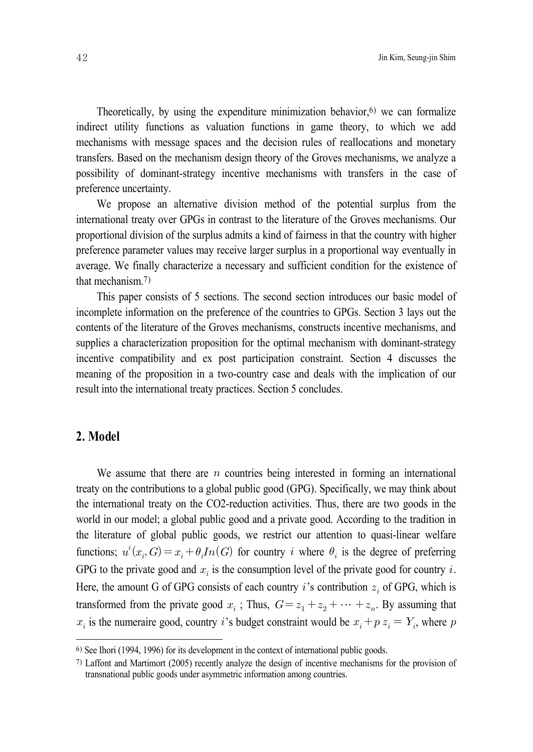Theoretically, by using the expenditure minimization behavior,[6] we can formalize indirect utility functions as valuation functions in game theory, to which we add mechanisms with message spaces and the decision rules of reallocations and monetary transfers. Based on the mechanism design theory of the Groves mechanisms, we analyze a possibility of dominant-strategy incentive mechanisms with transfers in the case of preference uncertainty.

We propose an alternative division method of the potential surplus from the international treaty over GPGs in contrast to the literature of the Groves mechanisms. Our proportional division of the surplus admits a kind of fairness in that the country with higher preference parameter values may receive larger surplus in a proportional way eventually in average. We finally characterize a necessary and sufficient condition for the existence of that mechanism.[7]

This paper consists of 5 sections. The second section introduces our basic model of incomplete information on the preference of the countries to GPGs. Section 3 lays out the contents of the literature of the Groves mechanisms, constructs incentive mechanisms, and supplies a characterization proposition for the optimal mechanism with dominant-strategy incentive compatibility and ex post participation constraint. Section 4 discusses the meaning of the proposition in a two-country case and deals with the implication of our result into the international treaty practices. Section 5 concludes.

## 2. Model

We assume that there are $n$ countries being interested in forming an international treaty on the contributions to a global public good (GPG). Specifically, we may think about the international treaty on the CO2-reduction activities. Thus, there are two goods in the world in our model; a global public good and a private good. According to the tradition in the literature of global public goods, we restrict our attention to quasi-linear welfare functions; $u^i(x_i, G) = x_i + \theta_i In(G)$ for country $i$ where $\theta_i$ is the degree of preferring GPG to the private good and $x_i$ is the consumption level of the private good for country $i$. Here, the amount G of GPG consists of each country $i$'s contribution $z_i$ of GPG, which is transformed from the private good $x_i$ ; Thus, $G = z_1 + z_2 + \cdots + z_n$. By assuming that $x_i$ is the numeraire good, country $i$'s budget constraint would be $x_i + p\, z_i = Y_i$, where $p$

---

[6] See Ihori (1994, 1996) for its development in the context of international public goods.

[7] Laffont and Martimort (2005) recently analyze the design of incentive mechanisms for the provision of transnational public goods under asymmetric information among countries.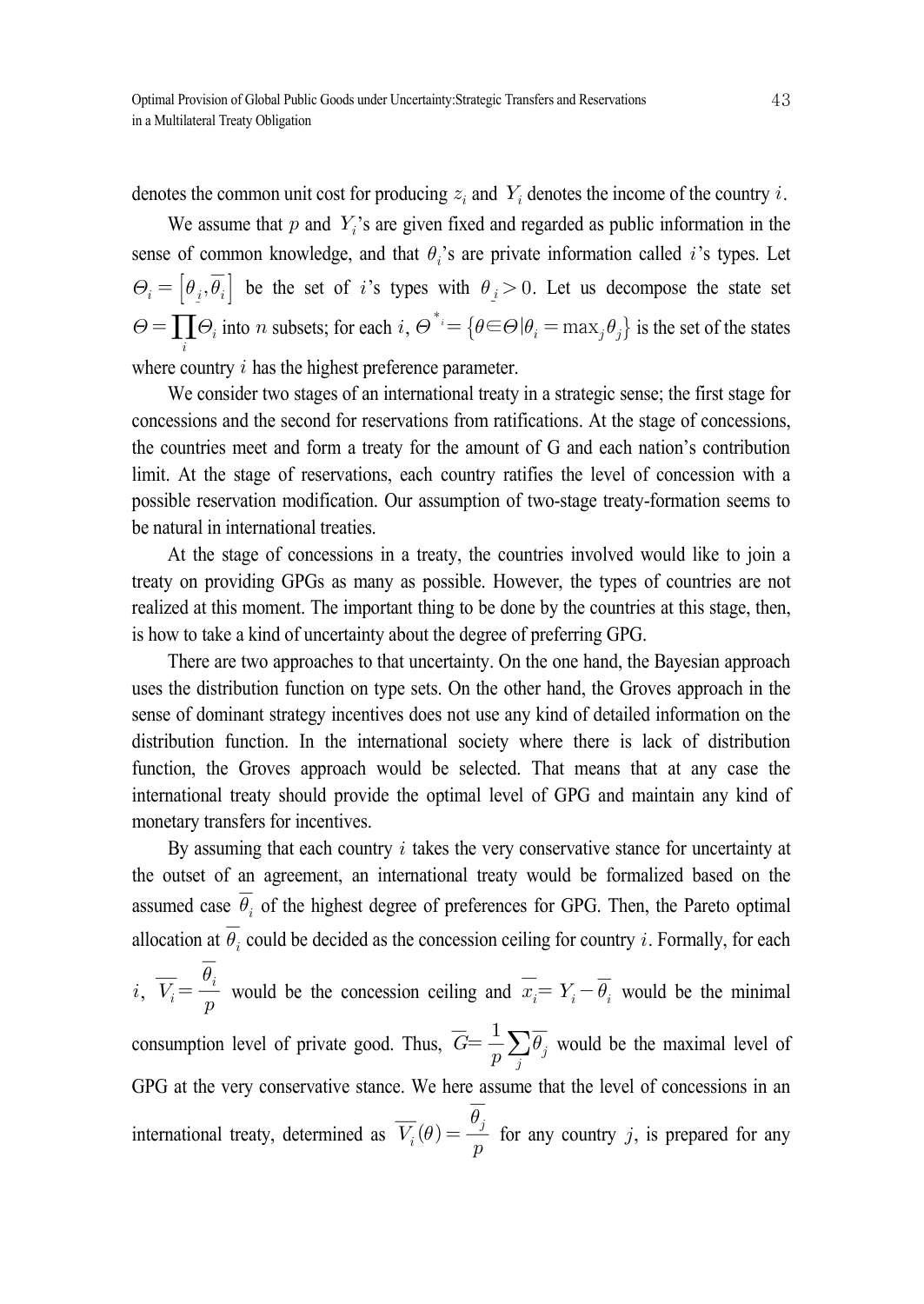denotes the common unit cost for producing $z_i$ and $Y_i$ denotes the income of the country $i$.

We assume that $p$ and $Y_i$'s are given fixed and regarded as public information in the sense of common knowledge, and that $\theta_i$'s are private information called $i$'s types. Let $\Theta_i = \left[\underline{\theta}_i, \overline{\theta}_i\right]$ be the set of $i$'s types with $\underline{\theta}_i > 0$. Let us decompose the state set $\Theta = \prod_i \Theta_i$ into $n$ subsets; for each $i$, $\Theta^{*_i} = \left\{\theta \in \Theta | \theta_i = \max_j \theta_j\right\}$ is the set of the states where country $i$ has the highest preference parameter.

We consider two stages of an international treaty in a strategic sense; the first stage for concessions and the second for reservations from ratifications. At the stage of concessions, the countries meet and form a treaty for the amount of G and each nation's contribution limit. At the stage of reservations, each country ratifies the level of concession with a possible reservation modification. Our assumption of two-stage treaty-formation seems to be natural in international treaties.

At the stage of concessions in a treaty, the countries involved would like to join a treaty on providing GPGs as many as possible. However, the types of countries are not realized at this moment. The important thing to be done by the countries at this stage, then, is how to take a kind of uncertainty about the degree of preferring GPG.

There are two approaches to that uncertainty. On the one hand, the Bayesian approach uses the distribution function on type sets. On the other hand, the Groves approach in the sense of dominant strategy incentives does not use any kind of detailed information on the distribution function. In the international society where there is lack of distribution function, the Groves approach would be selected. That means that at any case the international treaty should provide the optimal level of GPG and maintain any kind of monetary transfers for incentives.

By assuming that each country $i$ takes the very conservative stance for uncertainty at the outset of an agreement, an international treaty would be formalized based on the assumed case $\overline{\theta}_i$ of the highest degree of preferences for GPG. Then, the Pareto optimal allocation at $\overline{\theta}_i$ could be decided as the concession ceiling for country $i$. Formally, for each $i$, $\overline{V_i} = \dfrac{\overline{\theta}_i}{p}$ would be the concession ceiling and $\overline{x}_i = Y_i - \overline{\theta}_i$ would be the minimal consumption level of private good. Thus, $\overline{G} = \dfrac{1}{p}\sum_j \overline{\theta}_j$ would be the maximal level of GPG at the very conservative stance. We here assume that the level of concessions in an international treaty, determined as $\overline{V_i}(\theta) = \dfrac{\overline{\theta}_j}{p}$ for any country $j$, is prepared for any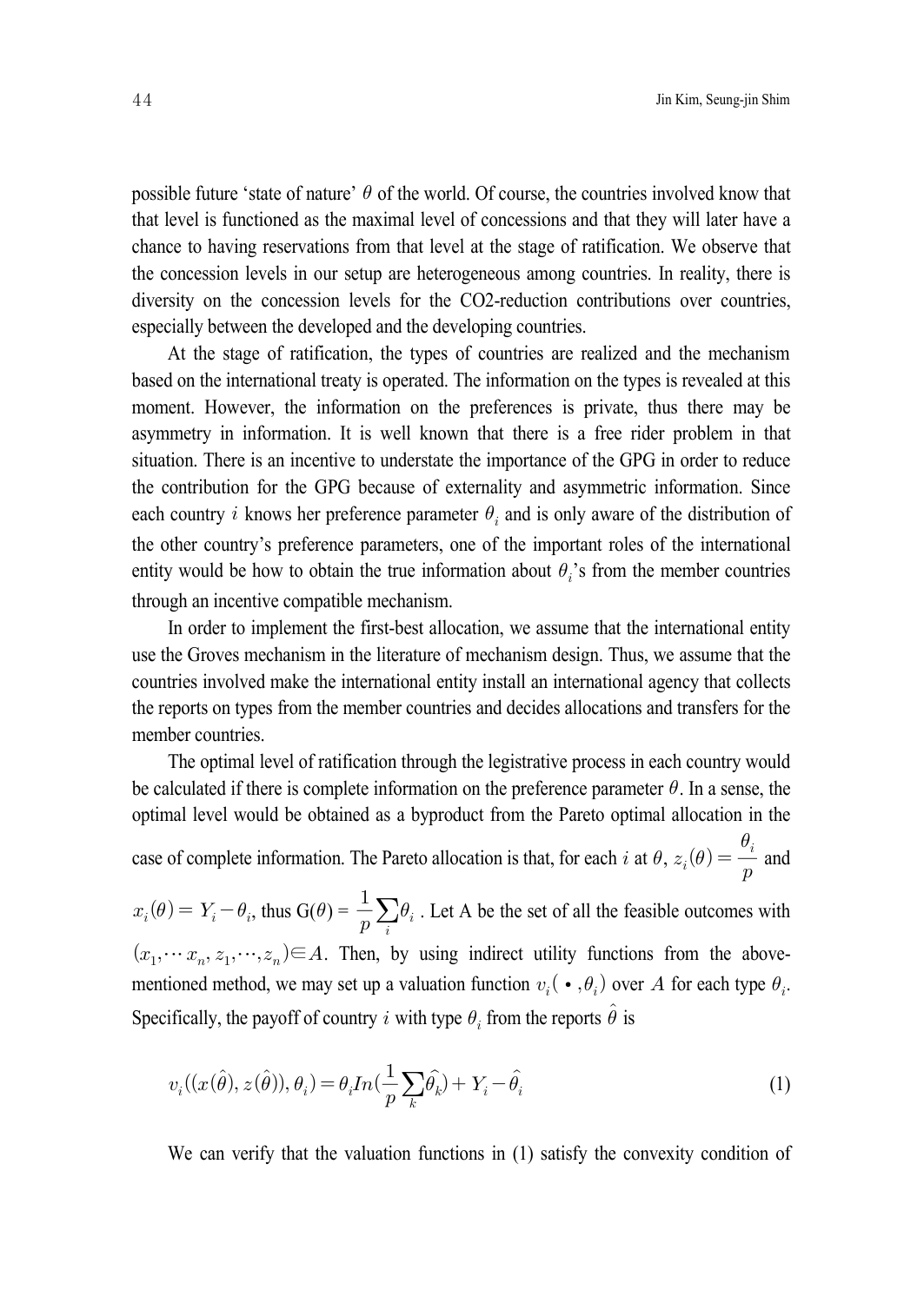possible future 'state of nature' $\theta$ of the world. Of course, the countries involved know that that level is functioned as the maximal level of concessions and that they will later have a chance to having reservations from that level at the stage of ratification. We observe that the concession levels in our setup are heterogeneous among countries. In reality, there is diversity on the concession levels for the CO2-reduction contributions over countries, especially between the developed and the developing countries.

At the stage of ratification, the types of countries are realized and the mechanism based on the international treaty is operated. The information on the types is revealed at this moment. However, the information on the preferences is private, thus there may be asymmetry in information. It is well known that there is a free rider problem in that situation. There is an incentive to understate the importance of the GPG in order to reduce the contribution for the GPG because of externality and asymmetric information. Since each country $i$ knows her preference parameter $\theta_i$ and is only aware of the distribution of the other country's preference parameters, one of the important roles of the international entity would be how to obtain the true information about $\theta_i$'s from the member countries through an incentive compatible mechanism.

In order to implement the first-best allocation, we assume that the international entity use the Groves mechanism in the literature of mechanism design. Thus, we assume that the countries involved make the international entity install an international agency that collects the reports on types from the member countries and decides allocations and transfers for the member countries.

The optimal level of ratification through the legistrative process in each country would be calculated if there is complete information on the preference parameter $\theta$. In a sense, the optimal level would be obtained as a byproduct from the Pareto optimal allocation in the case of complete information. The Pareto allocation is that, for each $i$ at $\theta$, $z_i(\theta) = \dfrac{\theta_i}{p}$ and $x_i(\theta) = Y_i - \theta_i$, thus $G(\theta) = \dfrac{1}{p}\sum_i \theta_i$. Let A be the set of all the feasible outcomes with $(x_1, \cdots x_n, z_1, \cdots, z_n) \in A$. Then, by using indirect utility functions from the above-mentioned method, we may set up a valuation function $v_i(\bullet, \theta_i)$ over $A$ for each type $\theta_i$. Specifically, the payoff of country $i$ with type $\theta_i$ from the reports $\hat{\theta}$ is

$$v_i((x(\hat{\theta}), z(\hat{\theta})), \theta_i) = \theta_i In(\frac{1}{p}\sum_k \hat{\theta}_k) + Y_i - \hat{\theta}_i \tag{1}$$

We can verify that the valuation functions in (1) satisfy the convexity condition of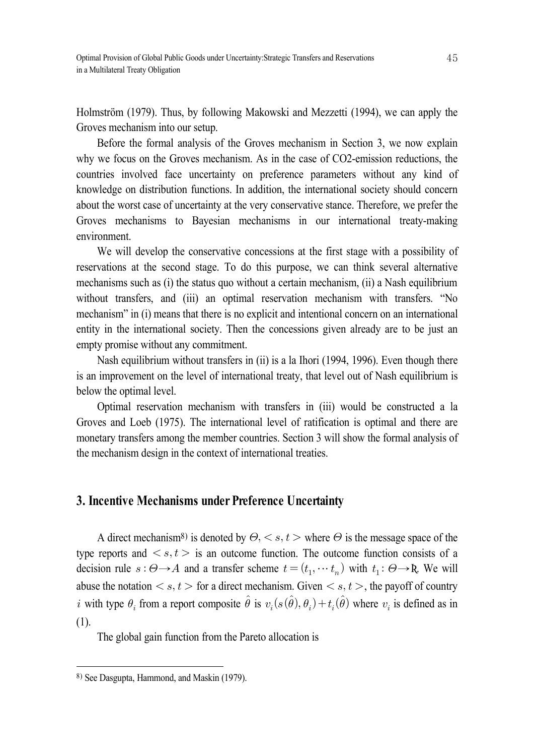Holmström (1979). Thus, by following Makowski and Mezzetti (1994), we can apply the Groves mechanism into our setup.

Before the formal analysis of the Groves mechanism in Section 3, we now explain why we focus on the Groves mechanism. As in the case of CO2-emission reductions, the countries involved face uncertainty on preference parameters without any kind of knowledge on distribution functions. In addition, the international society should concern about the worst case of uncertainty at the very conservative stance. Therefore, we prefer the Groves mechanisms to Bayesian mechanisms in our international treaty-making environment.

We will develop the conservative concessions at the first stage with a possibility of reservations at the second stage. To do this purpose, we can think several alternative mechanisms such as (i) the status quo without a certain mechanism, (ii) a Nash equilibrium without transfers, and (iii) an optimal reservation mechanism with transfers. "No mechanism" in (i) means that there is no explicit and intentional concern on an international entity in the international society. Then the concessions given already are to be just an empty promise without any commitment.

Nash equilibrium without transfers in (ii) is a la Ihori (1994, 1996). Even though there is an improvement on the level of international treaty, that level out of Nash equilibrium is below the optimal level.

Optimal reservation mechanism with transfers in (iii) would be constructed a la Groves and Loeb (1975). The international level of ratification is optimal and there are monetary transfers among the member countries. Section 3 will show the formal analysis of the mechanism design in the context of international treaties.

## 3. Incentive Mechanisms under Preference Uncertainty

A direct mechanism[8] is denoted by $\Theta, < s, t >$ where $\Theta$ is the message space of the type reports and $< s, t >$ is an outcome function. The outcome function consists of a decision rule $s : \Theta \rightarrow A$ and a transfer scheme $t = (t_1, \cdots t_n)$ with $t_1 : \Theta \rightarrow \mathbb{R}$. We will abuse the notation $< s, t >$ for a direct mechanism. Given $< s, t >$, the payoff of country $i$ with type $\theta_i$ from a report composite $\hat{\theta}$ is $v_i(s(\hat{\theta}), \theta_i) + t_i(\hat{\theta})$ where $v_i$ is defined as in (1).

The global gain function from the Pareto allocation is

---

[8] See Dasgupta, Hammond, and Maskin (1979).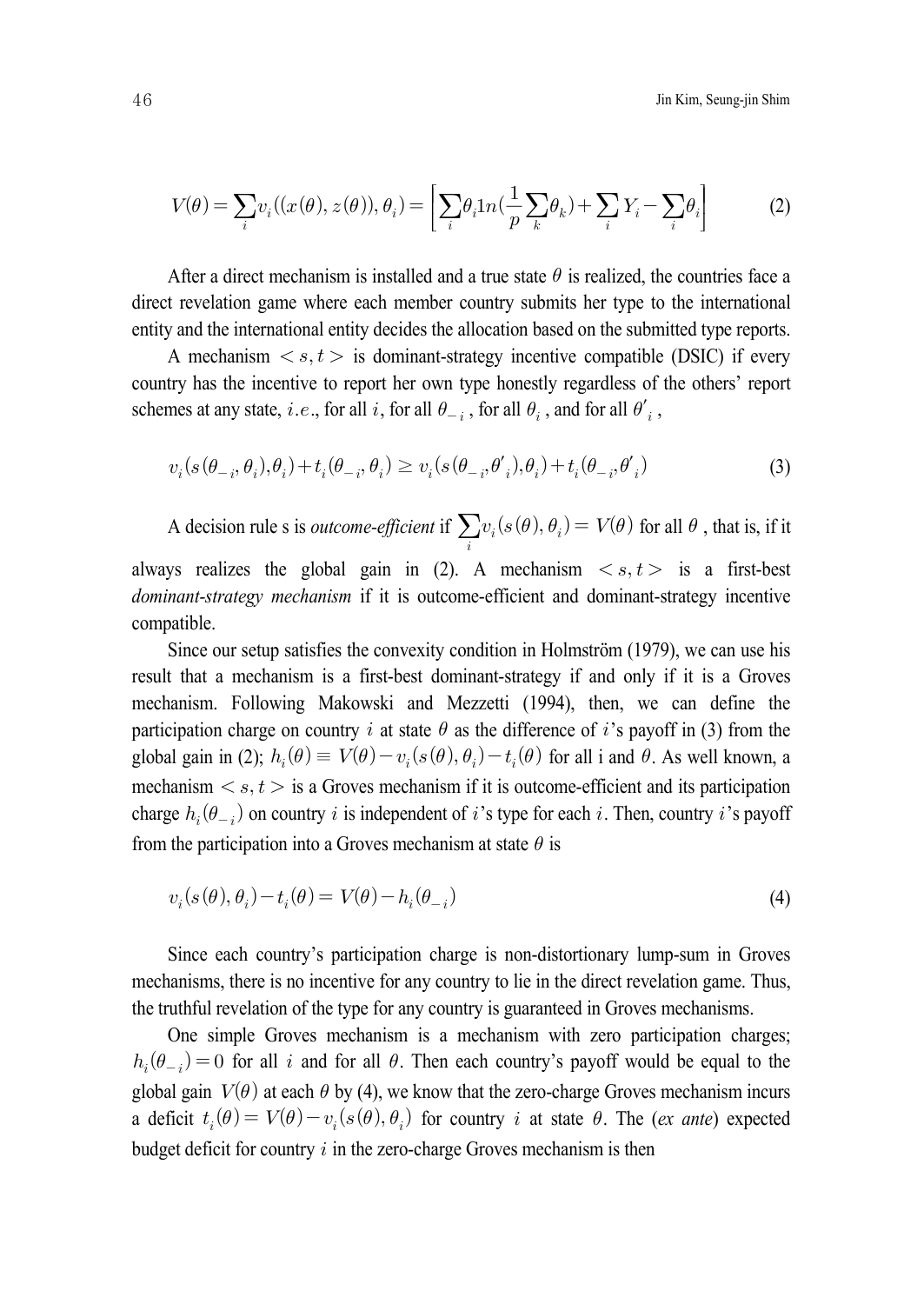$$V(\theta) = \sum_i v_i((x(\theta), z(\theta)), \theta_i) = \left[ \sum_i \theta_i 1n(\frac{1}{p} \sum_k \theta_k) + \sum_i Y_i - \sum_i \theta_i \right] \tag{2}$$

After a direct mechanism is installed and a true state $\theta$ is realized, the countries face a direct revelation game where each member country submits her type to the international entity and the international entity decides the allocation based on the submitted type reports.

A mechanism $< s, t >$ is dominant-strategy incentive compatible (DSIC) if every country has the incentive to report her own type honestly regardless of the others' report schemes at any state, $i.e.$, for all $i$, for all $\theta_{-i}$, for all $\theta_i$, and for all $\theta'_i$,

$$v_i(s(\theta_{-i}, \theta_i), \theta_i) + t_i(\theta_{-i}, \theta_i) \geq v_i(s(\theta_{-i}, \theta'_i), \theta_i) + t_i(\theta_{-i}, \theta'_i) \tag{3}$$

A decision rule s is *outcome-efficient* if $\sum_i v_i(s(\theta), \theta_i) = V(\theta)$ for all $\theta$, that is, if it always realizes the global gain in (2). A mechanism $< s, t >$ is a first-best *dominant-strategy mechanism* if it is outcome-efficient and dominant-strategy incentive compatible.

Since our setup satisfies the convexity condition in Holmström (1979), we can use his result that a mechanism is a first-best dominant-strategy if and only if it is a Groves mechanism. Following Makowski and Mezzetti (1994), then, we can define the participation charge on country $i$ at state $\theta$ as the difference of $i$'s payoff in (3) from the global gain in (2); $h_i(\theta) \equiv V(\theta) - v_i(s(\theta), \theta_i) - t_i(\theta)$ for all i and $\theta$. As well known, a mechanism $< s, t >$ is a Groves mechanism if it is outcome-efficient and its participation charge $h_i(\theta_{-i})$ on country $i$ is independent of $i$'s type for each $i$. Then, country $i$'s payoff from the participation into a Groves mechanism at state $\theta$ is

$$v_i(s(\theta), \theta_i) - t_i(\theta) = V(\theta) - h_i(\theta_{-i}) \tag{4}$$

Since each country's participation charge is non-distortionary lump-sum in Groves mechanisms, there is no incentive for any country to lie in the direct revelation game. Thus, the truthful revelation of the type for any country is guaranteed in Groves mechanisms.

One simple Groves mechanism is a mechanism with zero participation charges; $h_i(\theta_{-i}) = 0$ for all $i$ and for all $\theta$. Then each country's payoff would be equal to the global gain $V(\theta)$ at each $\theta$ by (4), we know that the zero-charge Groves mechanism incurs a deficit $t_i(\theta) = V(\theta) - v_i(s(\theta), \theta_i)$ for country $i$ at state $\theta$. The (*ex ante*) expected budget deficit for country $i$ in the zero-charge Groves mechanism is then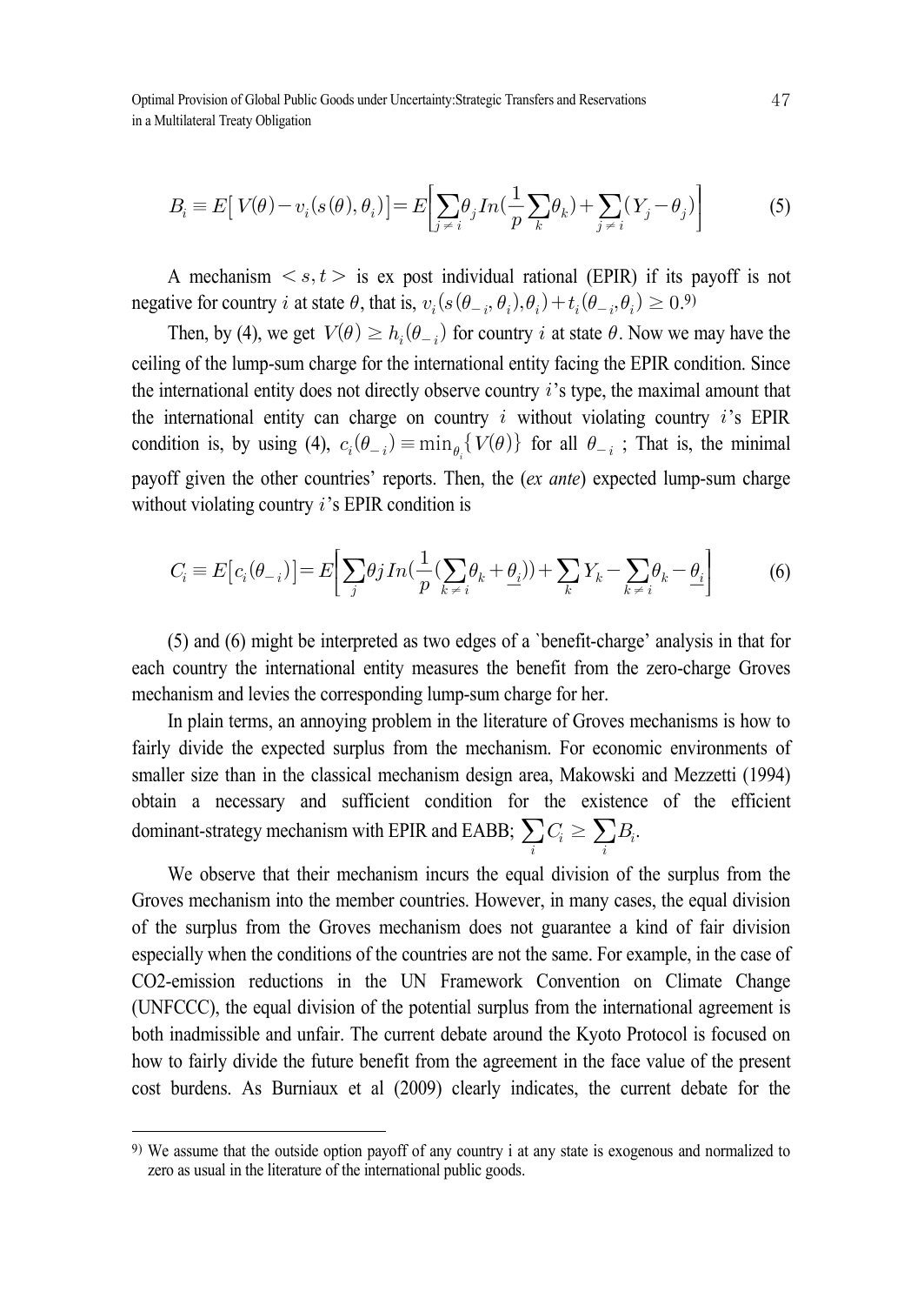$$B_i \equiv E\left[V(\theta) - v_i(s(\theta), \theta_i)\right] = E\left[\sum_{j \neq i} \theta_j In(\frac{1}{p}\sum_k \theta_k) + \sum_{j \neq i}(Y_j - \theta_j)\right] \tag{5}$$

A mechanism $< s, t >$ is ex post individual rational (EPIR) if its payoff is not negative for country $i$ at state $\theta$, that is, $v_i(s(\theta_{-i}, \theta_i), \theta_i) + t_i(\theta_{-i}, \theta_i) \geq 0$.[9]

Then, by (4), we get $V(\theta) \geq h_i(\theta_{-i})$ for country $i$ at state $\theta$. Now we may have the ceiling of the lump-sum charge for the international entity facing the EPIR condition. Since the international entity does not directly observe country $i$'s type, the maximal amount that the international entity can charge on country $i$ without violating country $i$'s EPIR condition is, by using (4), $c_i(\theta_{-i}) \equiv \min_{\theta_i}\{V(\theta)\}$ for all $\theta_{-i}$ ; That is, the minimal payoff given the other countries' reports. Then, the (*ex ante*) expected lump-sum charge without violating country $i$'s EPIR condition is

$$C_i \equiv E[c_i(\theta_{-i})] = E\left[\sum_j \theta j \, In(\frac{1}{p}(\sum_{k \neq i}\theta_k + \underline{\theta_i})) + \sum_k Y_k - \sum_{k \neq i}\theta_k - \underline{\theta_i}\right] \tag{6}$$

(5) and (6) might be interpreted as two edges of a `benefit-charge' analysis in that for each country the international entity measures the benefit from the zero-charge Groves mechanism and levies the corresponding lump-sum charge for her.

In plain terms, an annoying problem in the literature of Groves mechanisms is how to fairly divide the expected surplus from the mechanism. For economic environments of smaller size than in the classical mechanism design area, Makowski and Mezzetti (1994) obtain a necessary and sufficient condition for the existence of the efficient dominant-strategy mechanism with EPIR and EABB; $\sum_i C_i \geq \sum_i B_i$.

We observe that their mechanism incurs the equal division of the surplus from the Groves mechanism into the member countries. However, in many cases, the equal division of the surplus from the Groves mechanism does not guarantee a kind of fair division especially when the conditions of the countries are not the same. For example, in the case of $CO_2$-emission reductions in the UN Framework Convention on Climate Change (UNFCCC), the equal division of the potential surplus from the international agreement is both inadmissible and unfair. The current debate around the Kyoto Protocol is focused on how to fairly divide the future benefit from the agreement in the face value of the present cost burdens. As Burniaux et al (2009) clearly indicates, the current debate for the

---

[9] We assume that the outside option payoff of any country i at any state is exogenous and normalized to zero as usual in the literature of the international public goods.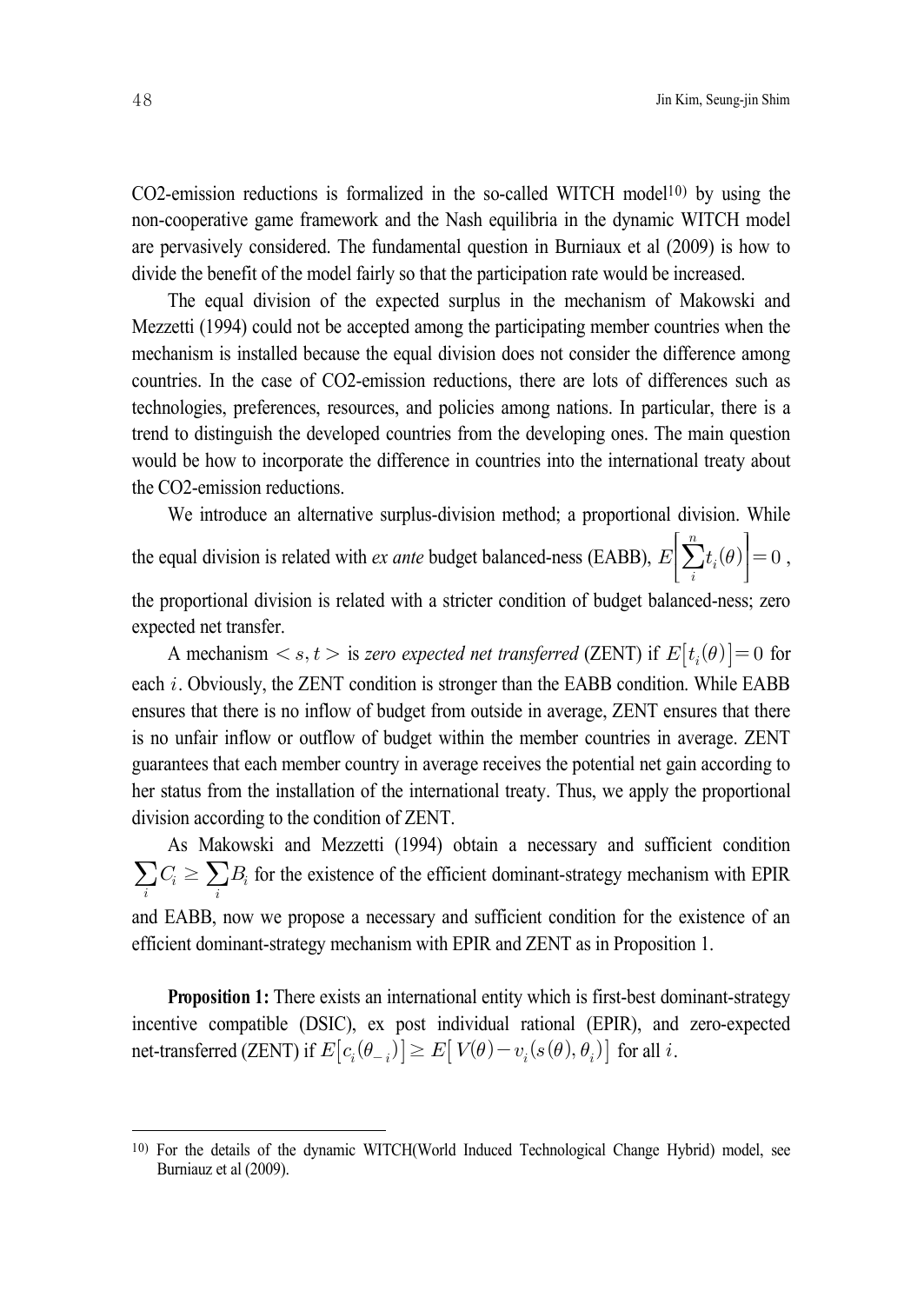CO2-emission reductions is formalized in the so-called WITCH model[10] by using the non-cooperative game framework and the Nash equilibria in the dynamic WITCH model are pervasively considered. The fundamental question in Burniaux et al (2009) is how to divide the benefit of the model fairly so that the participation rate would be increased.

The equal division of the expected surplus in the mechanism of Makowski and Mezzetti (1994) could not be accepted among the participating member countries when the mechanism is installed because the equal division does not consider the difference among countries. In the case of CO2-emission reductions, there are lots of differences such as technologies, preferences, resources, and policies among nations. In particular, there is a trend to distinguish the developed countries from the developing ones. The main question would be how to incorporate the difference in countries into the international treaty about the CO2-emission reductions.

We introduce an alternative surplus-division method; a proportional division. While the equal division is related with *ex ante* budget balanced-ness (EABB), $E\left[\sum_{i}^{n} t_i(\theta)\right] = 0$, the proportional division is related with a stricter condition of budget balanced-ness; zero expected net transfer.

A mechanism $< s, t >$ is *zero expected net transferred* (ZENT) if $E[t_i(\theta)] = 0$ for each $i$. Obviously, the ZENT condition is stronger than the EABB condition. While EABB ensures that there is no inflow of budget from outside in average, ZENT ensures that there is no unfair inflow or outflow of budget within the member countries in average. ZENT guarantees that each member country in average receives the potential net gain according to her status from the installation of the international treaty. Thus, we apply the proportional division according to the condition of ZENT.

As Makowski and Mezzetti (1994) obtain a necessary and sufficient condition $\sum_i C_i \geq \sum_i B_i$ for the existence of the efficient dominant-strategy mechanism with EPIR and EABB, now we propose a necessary and sufficient condition for the existence of an efficient dominant-strategy mechanism with EPIR and ZENT as in Proposition 1.

**Proposition 1:** There exists an international entity which is first-best dominant-strategy incentive compatible (DSIC), ex post individual rational (EPIR), and zero-expected net-transferred (ZENT) if $E[c_i(\theta_{-i})] \geq E[V(\theta) - v_i(s(\theta), \theta_i)]$ for all $i$.

---

[10] For the details of the dynamic WITCH(World Induced Technological Change Hybrid) model, see Burniauz et al (2009).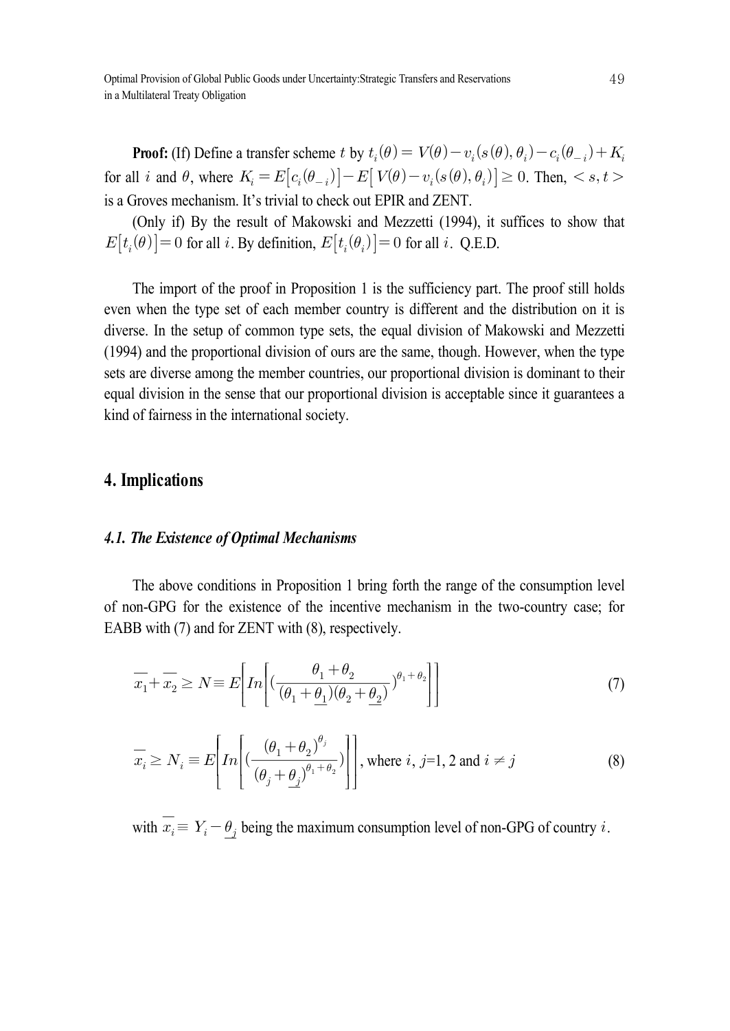**Proof:** (If) Define a transfer scheme $t$ by $t_i(\theta) = V(\theta) - v_i(s(\theta), \theta_i) - c_i(\theta_{-i}) + K_i$ for all $i$ and $\theta$, where $K_i = E[c_i(\theta_{-i})] - E[V(\theta) - v_i(s(\theta), \theta_i)] \geq 0$. Then, $< s, t >$ is a Groves mechanism. It's trivial to check out EPIR and ZENT.

(Only if) By the result of Makowski and Mezzetti (1994), it suffices to show that $E[t_i(\theta)] = 0$ for all $i$. By definition, $E[t_i(\theta_i)] = 0$ for all $i$. Q.E.D.

The import of the proof in Proposition 1 is the sufficiency part. The proof still holds even when the type set of each member country is different and the distribution on it is diverse. In the setup of common type sets, the equal division of Makowski and Mezzetti (1994) and the proportional division of ours are the same, though. However, when the type sets are diverse among the member countries, our proportional division is dominant to their equal division in the sense that our proportional division is acceptable since it guarantees a kind of fairness in the international society.

## 4. Implications

### *4.1. The Existence of Optimal Mechanisms*

The above conditions in Proposition 1 bring forth the range of the consumption level of non-GPG for the existence of the incentive mechanism in the two-country case; for EABB with (7) and for ZENT with (8), respectively.

$$\overline{x}_1 + \overline{x}_2 \geq N \equiv E\left[In\left[\left(\frac{\theta_1 + \theta_2}{(\theta_1 + \underline{\theta}_1)(\theta_2 + \underline{\theta}_2)}\right)^{\theta_1 + \theta_2}\right]\right] \tag{7}$$

$$\overline{x}_i \geq N_i \equiv E\left[In\left[\left(\frac{(\theta_1 + \theta_2)^{\theta_j}}{(\theta_j + \underline{\theta}_j)^{\theta_1 + \theta_2}}\right)\right]\right], \text{ where } i, j = 1, 2 \text{ and } i \neq j \tag{8}$$

with $\overline{x}_i \equiv Y_i - \underline{\theta}_j$ being the maximum consumption level of non-GPG of country $i$.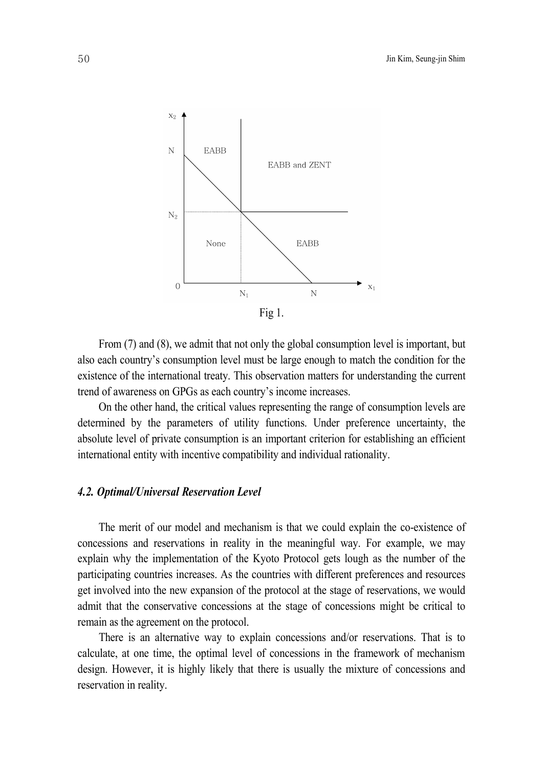Fig 1.

From (7) and (8), we admit that not only the global consumption level is important, but also each country's consumption level must be large enough to match the condition for the existence of the international treaty. This observation matters for understanding the current trend of awareness on GPGs as each country's income increases.

On the other hand, the critical values representing the range of consumption levels are determined by the parameters of utility functions. Under preference uncertainty, the absolute level of private consumption is an important criterion for establishing an efficient international entity with incentive compatibility and individual rationality.

### *4.2. Optimal/Universal Reservation Level*

The merit of our model and mechanism is that we could explain the co-existence of concessions and reservations in reality in the meaningful way. For example, we may explain why the implementation of the Kyoto Protocol gets lough as the number of the participating countries increases. As the countries with different preferences and resources get involved into the new expansion of the protocol at the stage of reservations, we would admit that the conservative concessions at the stage of concessions might be critical to remain as the agreement on the protocol.

There is an alternative way to explain concessions and/or reservations. That is to calculate, at one time, the optimal level of concessions in the framework of mechanism design. However, it is highly likely that there is usually the mixture of concessions and reservation in reality.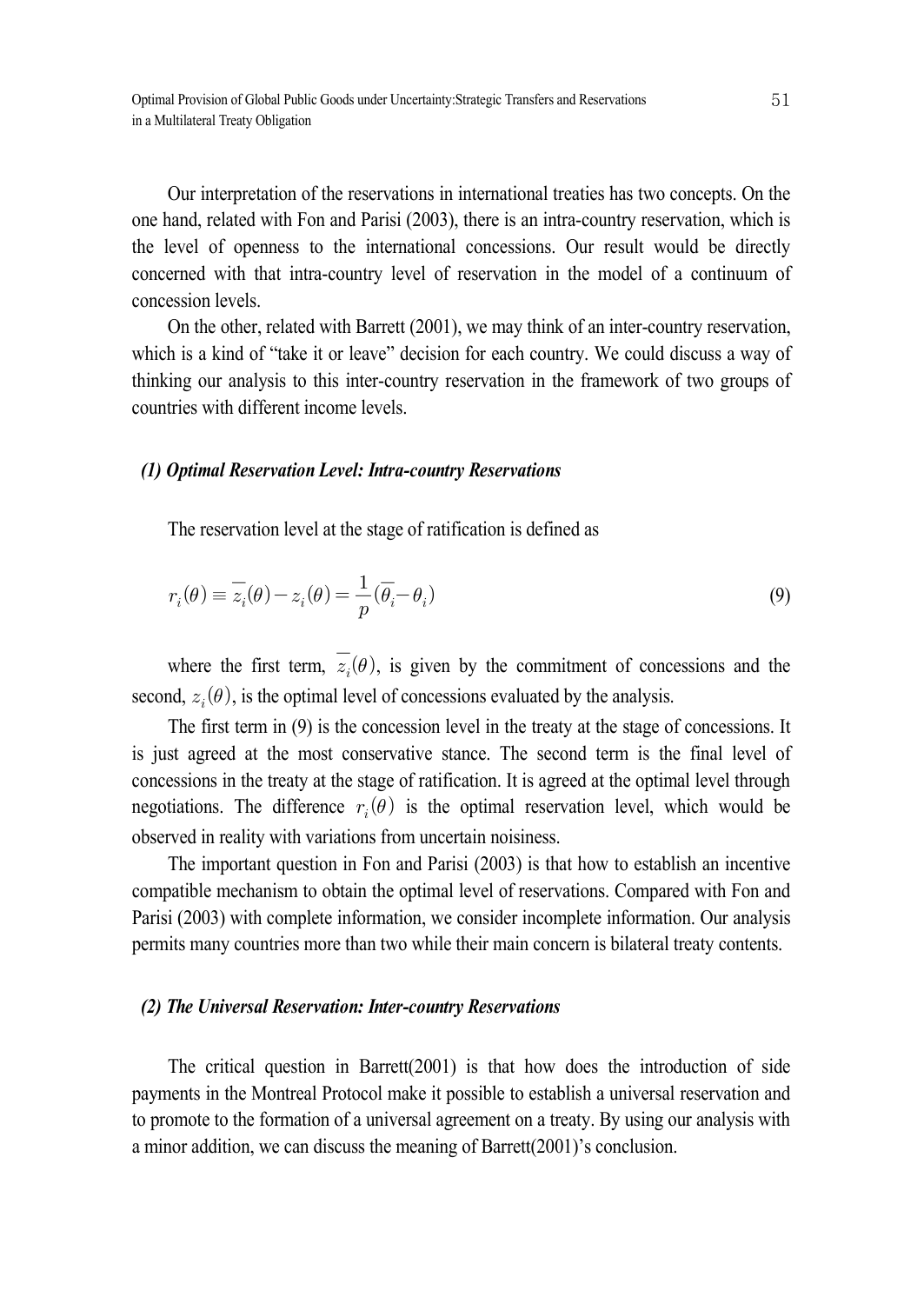Our interpretation of the reservations in international treaties has two concepts. On the one hand, related with Fon and Parisi (2003), there is an intra-country reservation, which is the level of openness to the international concessions. Our result would be directly concerned with that intra-country level of reservation in the model of a continuum of concession levels.

On the other, related with Barrett (2001), we may think of an inter-country reservation, which is a kind of "take it or leave" decision for each country. We could discuss a way of thinking our analysis to this inter-country reservation in the framework of two groups of countries with different income levels.

### *(1) Optimal Reservation Level: Intra-country Reservations*

The reservation level at the stage of ratification is defined as

$$r_i(\theta) \equiv \overline{z}_i(\theta) - z_i(\theta) = \frac{1}{p}(\overline{\theta}_i - \theta_i) \tag{9}$$

where the first term, $\overline{z}_i(\theta)$, is given by the commitment of concessions and the second, $z_i(\theta)$, is the optimal level of concessions evaluated by the analysis.

The first term in (9) is the concession level in the treaty at the stage of concessions. It is just agreed at the most conservative stance. The second term is the final level of concessions in the treaty at the stage of ratification. It is agreed at the optimal level through negotiations. The difference $r_i(\theta)$ is the optimal reservation level, which would be observed in reality with variations from uncertain noisiness.

The important question in Fon and Parisi (2003) is that how to establish an incentive compatible mechanism to obtain the optimal level of reservations. Compared with Fon and Parisi (2003) with complete information, we consider incomplete information. Our analysis permits many countries more than two while their main concern is bilateral treaty contents.

### *(2) The Universal Reservation: Inter-country Reservations*

The critical question in Barrett(2001) is that how does the introduction of side payments in the Montreal Protocol make it possible to establish a universal reservation and to promote to the formation of a universal agreement on a treaty. By using our analysis with a minor addition, we can discuss the meaning of Barrett(2001)'s conclusion.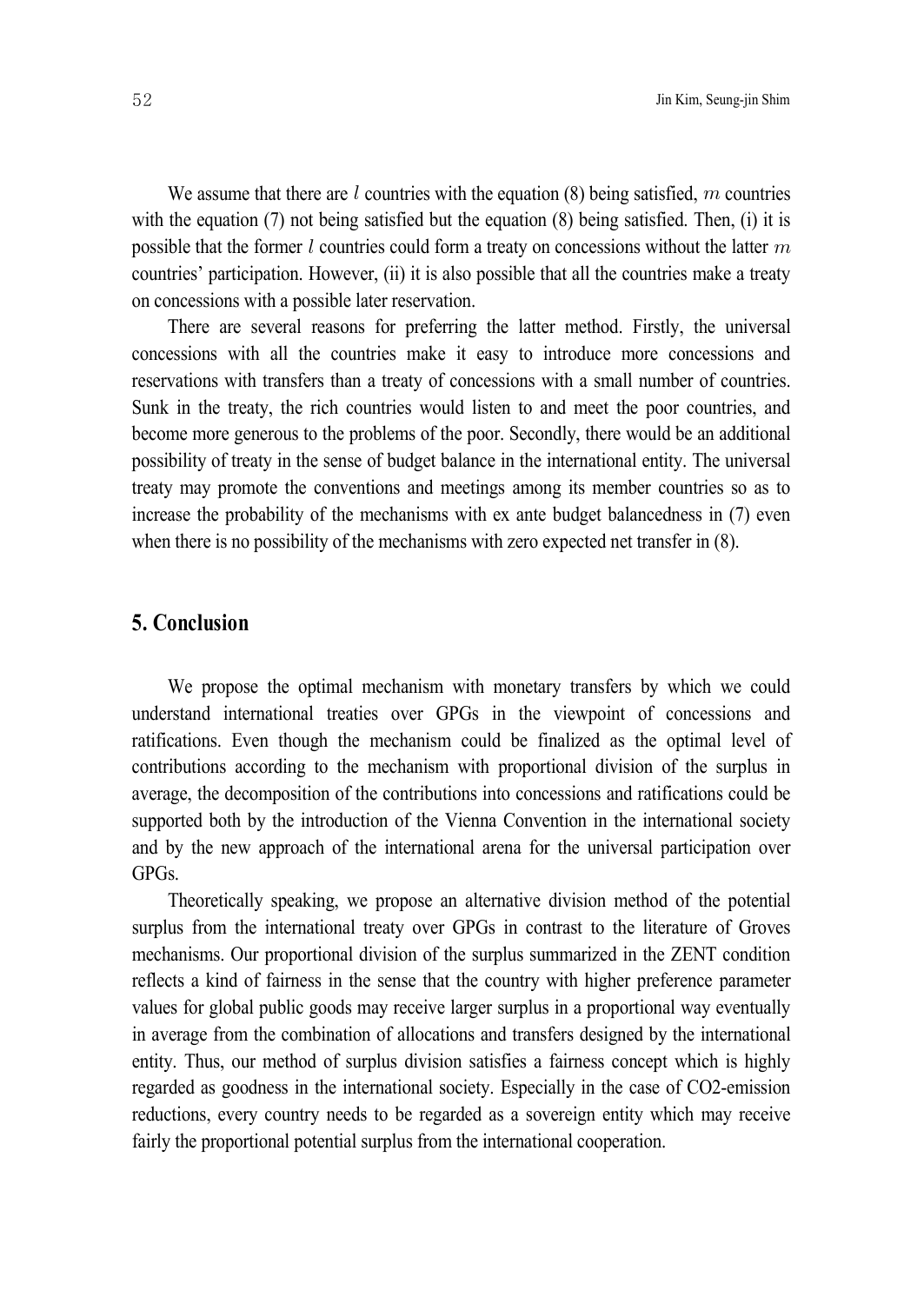We assume that there are $l$ countries with the equation (8) being satisfied, $m$ countries with the equation (7) not being satisfied but the equation (8) being satisfied. Then, (i) it is possible that the former $l$ countries could form a treaty on concessions without the latter $m$ countries' participation. However, (ii) it is also possible that all the countries make a treaty on concessions with a possible later reservation.

There are several reasons for preferring the latter method. Firstly, the universal concessions with all the countries make it easy to introduce more concessions and reservations with transfers than a treaty of concessions with a small number of countries. Sunk in the treaty, the rich countries would listen to and meet the poor countries, and become more generous to the problems of the poor. Secondly, there would be an additional possibility of treaty in the sense of budget balance in the international entity. The universal treaty may promote the conventions and meetings among its member countries so as to increase the probability of the mechanisms with ex ante budget balancedness in (7) even when there is no possibility of the mechanisms with zero expected net transfer in (8).

## 5. Conclusion

We propose the optimal mechanism with monetary transfers by which we could understand international treaties over GPGs in the viewpoint of concessions and ratifications. Even though the mechanism could be finalized as the optimal level of contributions according to the mechanism with proportional division of the surplus in average, the decomposition of the contributions into concessions and ratifications could be supported both by the introduction of the Vienna Convention in the international society and by the new approach of the international arena for the universal participation over GPGs.

Theoretically speaking, we propose an alternative division method of the potential surplus from the international treaty over GPGs in contrast to the literature of Groves mechanisms. Our proportional division of the surplus summarized in the ZENT condition reflects a kind of fairness in the sense that the country with higher preference parameter values for global public goods may receive larger surplus in a proportional way eventually in average from the combination of allocations and transfers designed by the international entity. Thus, our method of surplus division satisfies a fairness concept which is highly regarded as goodness in the international society. Especially in the case of $CO_2$-emission reductions, every country needs to be regarded as a sovereign entity which may receive fairly the proportional potential surplus from the international cooperation.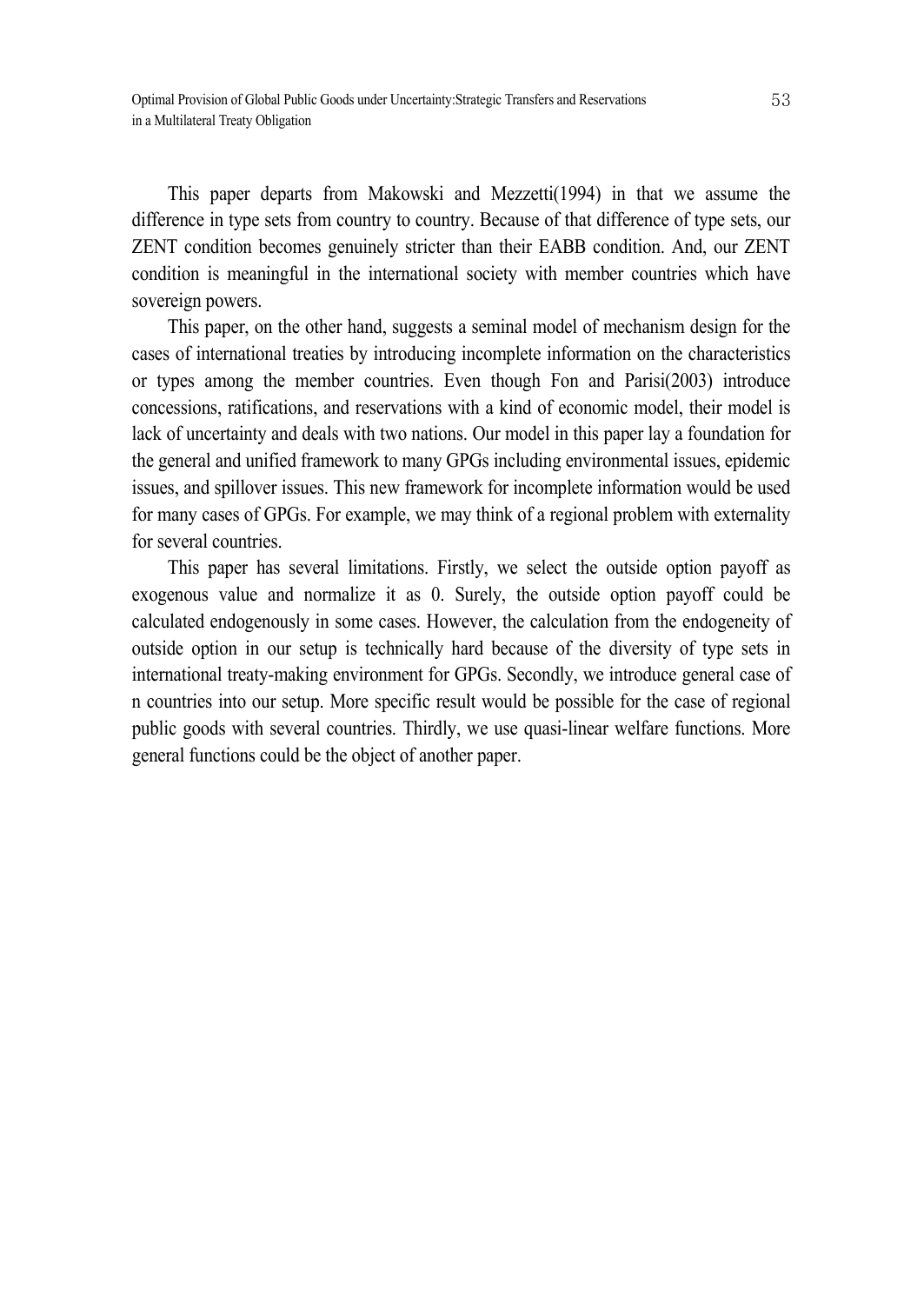This paper departs from Makowski and Mezzetti(1994) in that we assume the difference in type sets from country to country. Because of that difference of type sets, our ZENT condition becomes genuinely stricter than their EABB condition. And, our ZENT condition is meaningful in the international society with member countries which have sovereign powers.

This paper, on the other hand, suggests a seminal model of mechanism design for the cases of international treaties by introducing incomplete information on the characteristics or types among the member countries. Even though Fon and Parisi(2003) introduce concessions, ratifications, and reservations with a kind of economic model, their model is lack of uncertainty and deals with two nations. Our model in this paper lay a foundation for the general and unified framework to many GPGs including environmental issues, epidemic issues, and spillover issues. This new framework for incomplete information would be used for many cases of GPGs. For example, we may think of a regional problem with externality for several countries.

This paper has several limitations. Firstly, we select the outside option payoff as exogenous value and normalize it as 0. Surely, the outside option payoff could be calculated endogenously in some cases. However, the calculation from the endogeneity of outside option in our setup is technically hard because of the diversity of type sets in international treaty-making environment for GPGs. Secondly, we introduce general case of n countries into our setup. More specific result would be possible for the case of regional public goods with several countries. Thirdly, we use quasi-linear welfare functions. More general functions could be the object of another paper.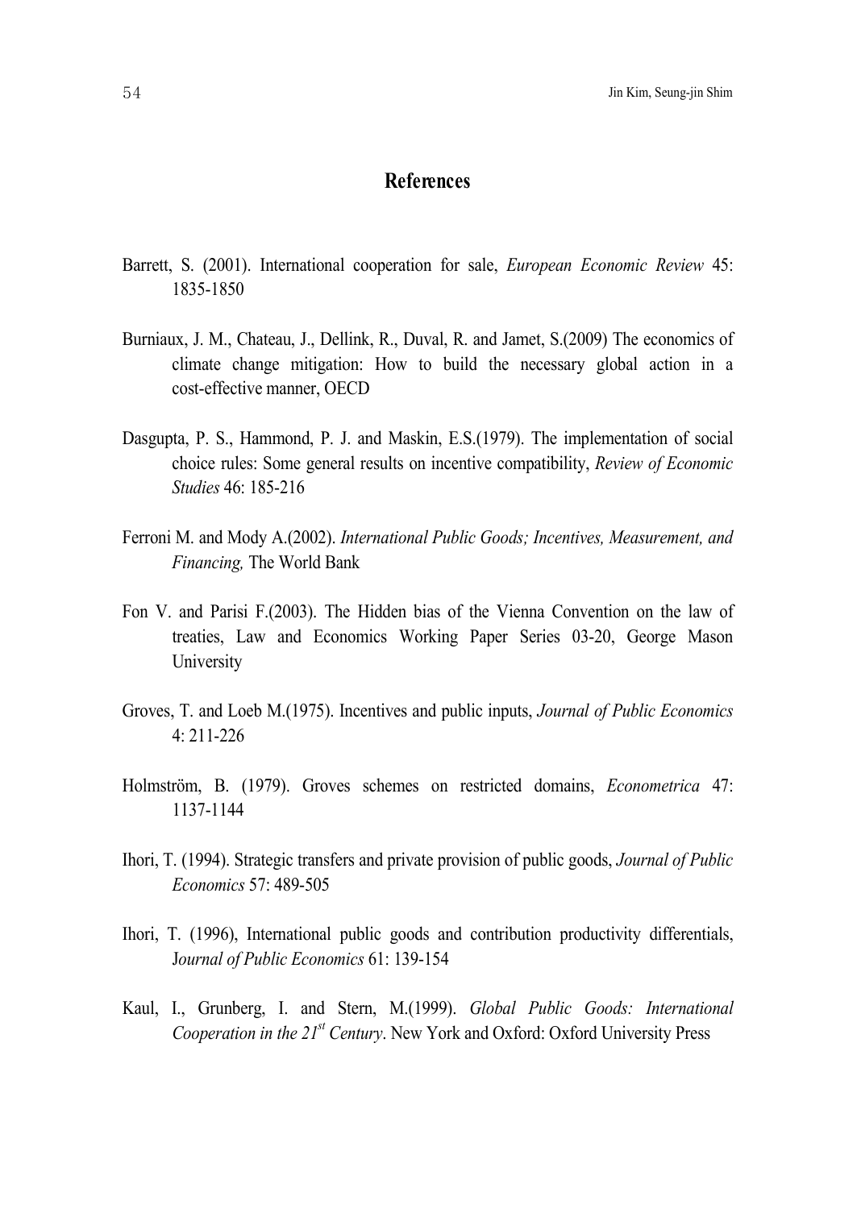## References

Barrett, S. (2001). International cooperation for sale, *European Economic Review* 45: 1835-1850

Burniaux, J. M., Chateau, J., Dellink, R., Duval, R. and Jamet, S.(2009) The economics of climate change mitigation: How to build the necessary global action in a cost-effective manner, OECD

Dasgupta, P. S., Hammond, P. J. and Maskin, E.S.(1979). The implementation of social choice rules: Some general results on incentive compatibility, *Review of Economic Studies* 46: 185-216

Ferroni M. and Mody A.(2002). *International Public Goods; Incentives, Measurement, and Financing,* The World Bank

Fon V. and Parisi F.(2003). The Hidden bias of the Vienna Convention on the law of treaties, Law and Economics Working Paper Series 03-20, George Mason University

Groves, T. and Loeb M.(1975). Incentives and public inputs, *Journal of Public Economics* 4: 211-226

Holmström, B. (1979). Groves schemes on restricted domains, *Econometrica* 47: 1137-1144

Ihori, T. (1994). Strategic transfers and private provision of public goods, *Journal of Public Economics* 57: 489-505

Ihori, T. (1996), International public goods and contribution productivity differentials, *Journal of Public Economics* 61: 139-154

Kaul, I., Grunberg, I. and Stern, M.(1999). *Global Public Goods: International Cooperation in the 21st Century*. New York and Oxford: Oxford University Press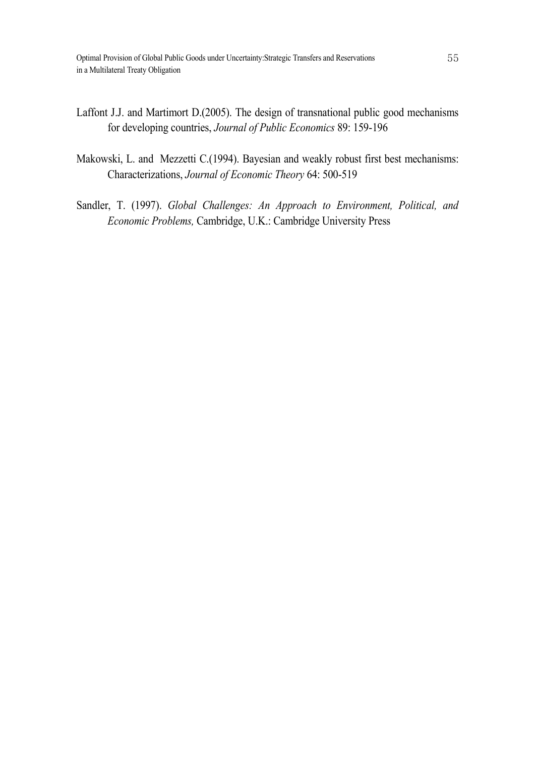Laffont J.J. and Martimort D.(2005). The design of transnational public good mechanisms for developing countries, *Journal of Public Economics* 89: 159-196

Makowski, L. and Mezzetti C.(1994). Bayesian and weakly robust first best mechanisms: Characterizations, *Journal of Economic Theory* 64: 500-519

Sandler, T. (1997). *Global Challenges: An Approach to Environment, Political, and Economic Problems,* Cambridge, U.K.: Cambridge University Press